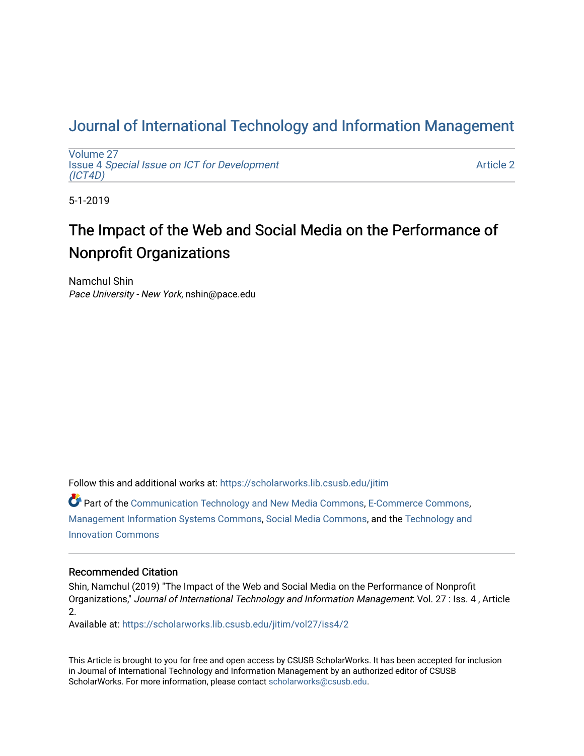# Journal of International Technology and Information Management

Volume 27
Issue 4 *Special Issue on ICT for Development (ICT4D)*

Article 2

5-1-2019

## The Impact of the Web and Social Media on the Performance of Nonprofit Organizations

Namchul Shin
*Pace University - New York*, nshin@pace.edu

Follow this and additional works at: https://scholarworks.lib.csusb.edu/jitim

Part of the Communication Technology and New Media Commons, E-Commerce Commons, Management Information Systems Commons, Social Media Commons, and the Technology and Innovation Commons

### Recommended Citation

Shin, Namchul (2019) "The Impact of the Web and Social Media on the Performance of Nonprofit Organizations," *Journal of International Technology and Information Management*: Vol. 27 : Iss. 4 , Article 2.

Available at: https://scholarworks.lib.csusb.edu/jitim/vol27/iss4/2

This Article is brought to you for free and open access by CSUSB ScholarWorks. It has been accepted for inclusion in Journal of International Technology and Information Management by an authorized editor of CSUSB ScholarWorks. For more information, please contact scholarworks@csusb.edu.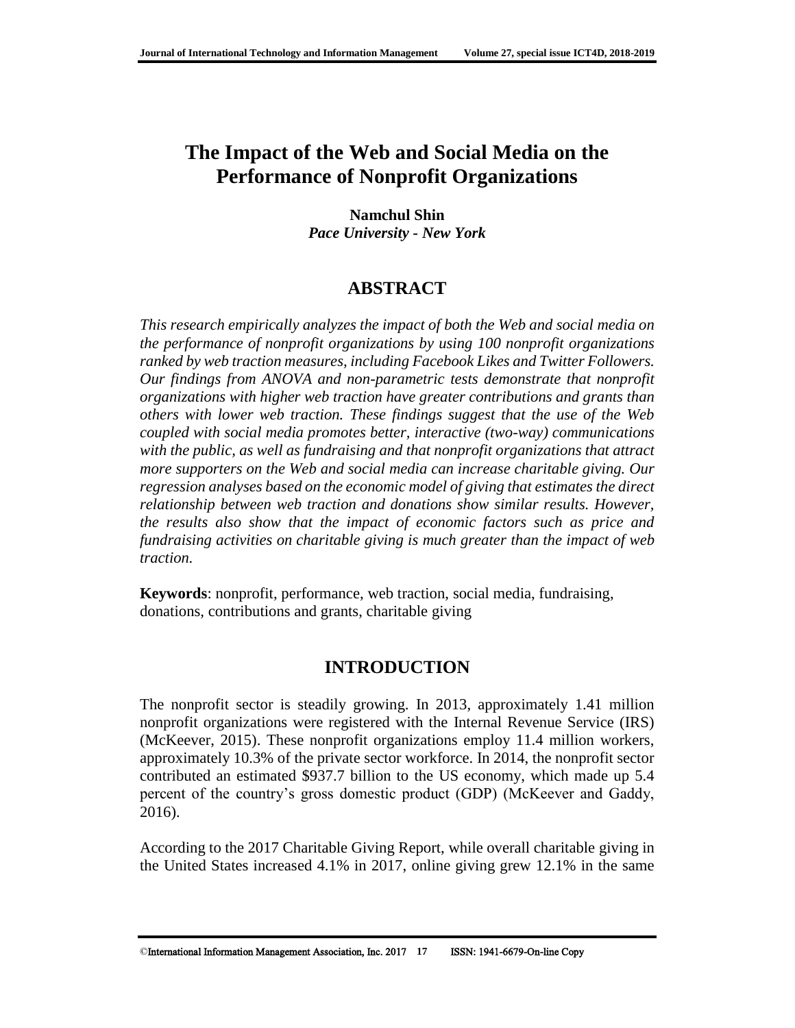# The Impact of the Web and Social Media on the Performance of Nonprofit Organizations

**Namchul Shin**
*Pace University - New York*

## ABSTRACT

*This research empirically analyzes the impact of both the Web and social media on the performance of nonprofit organizations by using 100 nonprofit organizations ranked by web traction measures, including Facebook Likes and Twitter Followers. Our findings from ANOVA and non-parametric tests demonstrate that nonprofit organizations with higher web traction have greater contributions and grants than others with lower web traction. These findings suggest that the use of the Web coupled with social media promotes better, interactive (two-way) communications with the public, as well as fundraising and that nonprofit organizations that attract more supporters on the Web and social media can increase charitable giving. Our regression analyses based on the economic model of giving that estimates the direct relationship between web traction and donations show similar results. However, the results also show that the impact of economic factors such as price and fundraising activities on charitable giving is much greater than the impact of web traction.*

**Keywords**: nonprofit, performance, web traction, social media, fundraising, donations, contributions and grants, charitable giving

## INTRODUCTION

The nonprofit sector is steadily growing. In 2013, approximately 1.41 million nonprofit organizations were registered with the Internal Revenue Service (IRS) (McKeever, 2015). These nonprofit organizations employ 11.4 million workers, approximately 10.3% of the private sector workforce. In 2014, the nonprofit sector contributed an estimated $937.7 billion to the US economy, which made up 5.4 percent of the country's gross domestic product (GDP) (McKeever and Gaddy, 2016).

According to the 2017 Charitable Giving Report, while overall charitable giving in the United States increased 4.1% in 2017, online giving grew 12.1% in the same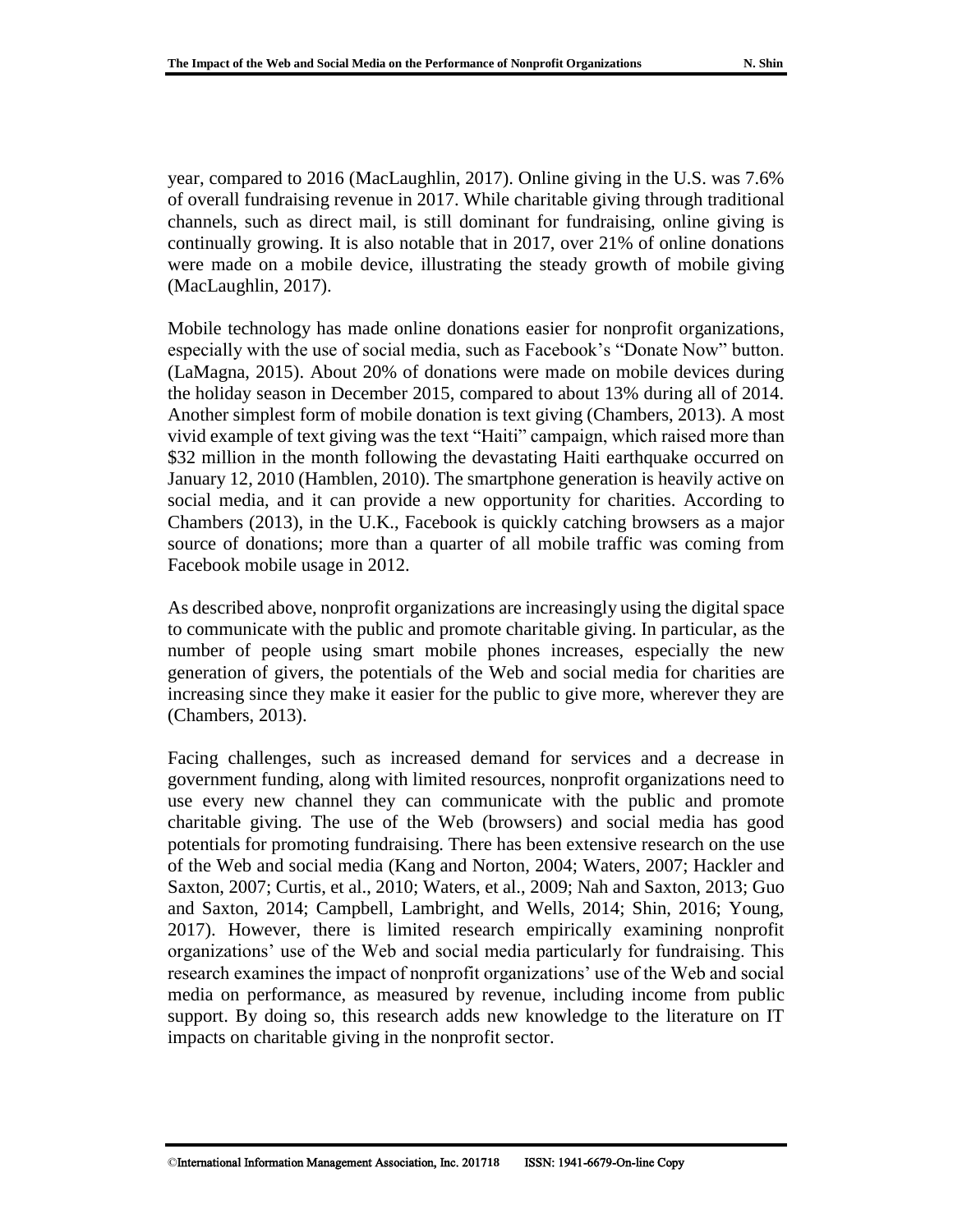year, compared to 2016 (MacLaughlin, 2017). Online giving in the U.S. was 7.6% of overall fundraising revenue in 2017. While charitable giving through traditional channels, such as direct mail, is still dominant for fundraising, online giving is continually growing. It is also notable that in 2017, over 21% of online donations were made on a mobile device, illustrating the steady growth of mobile giving (MacLaughlin, 2017).

Mobile technology has made online donations easier for nonprofit organizations, especially with the use of social media, such as Facebook's "Donate Now" button. (LaMagna, 2015). About 20% of donations were made on mobile devices during the holiday season in December 2015, compared to about 13% during all of 2014. Another simplest form of mobile donation is text giving (Chambers, 2013). A most vivid example of text giving was the text "Haiti" campaign, which raised more than $32 million in the month following the devastating Haiti earthquake occurred on January 12, 2010 (Hamblen, 2010). The smartphone generation is heavily active on social media, and it can provide a new opportunity for charities. According to Chambers (2013), in the U.K., Facebook is quickly catching browsers as a major source of donations; more than a quarter of all mobile traffic was coming from Facebook mobile usage in 2012.

As described above, nonprofit organizations are increasingly using the digital space to communicate with the public and promote charitable giving. In particular, as the number of people using smart mobile phones increases, especially the new generation of givers, the potentials of the Web and social media for charities are increasing since they make it easier for the public to give more, wherever they are (Chambers, 2013).

Facing challenges, such as increased demand for services and a decrease in government funding, along with limited resources, nonprofit organizations need to use every new channel they can communicate with the public and promote charitable giving. The use of the Web (browsers) and social media has good potentials for promoting fundraising. There has been extensive research on the use of the Web and social media (Kang and Norton, 2004; Waters, 2007; Hackler and Saxton, 2007; Curtis, et al., 2010; Waters, et al., 2009; Nah and Saxton, 2013; Guo and Saxton, 2014; Campbell, Lambright, and Wells, 2014; Shin, 2016; Young, 2017). However, there is limited research empirically examining nonprofit organizations' use of the Web and social media particularly for fundraising. This research examines the impact of nonprofit organizations' use of the Web and social media on performance, as measured by revenue, including income from public support. By doing so, this research adds new knowledge to the literature on IT impacts on charitable giving in the nonprofit sector.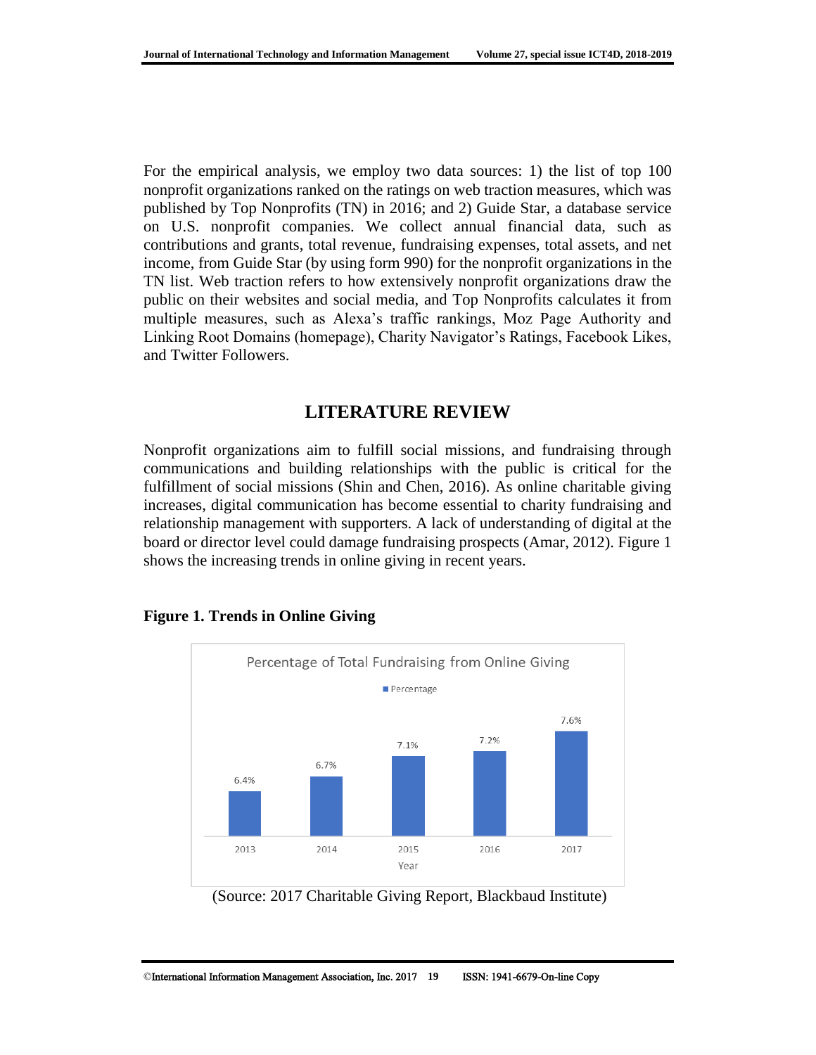For the empirical analysis, we employ two data sources: 1) the list of top 100 nonprofit organizations ranked on the ratings on web traction measures, which was published by Top Nonprofits (TN) in 2016; and 2) Guide Star, a database service on U.S. nonprofit companies. We collect annual financial data, such as contributions and grants, total revenue, fundraising expenses, total assets, and net income, from Guide Star (by using form 990) for the nonprofit organizations in the TN list. Web traction refers to how extensively nonprofit organizations draw the public on their websites and social media, and Top Nonprofits calculates it from multiple measures, such as Alexa's traffic rankings, Moz Page Authority and Linking Root Domains (homepage), Charity Navigator's Ratings, Facebook Likes, and Twitter Followers.

## LITERATURE REVIEW

Nonprofit organizations aim to fulfill social missions, and fundraising through communications and building relationships with the public is critical for the fulfillment of social missions (Shin and Chen, 2016). As online charitable giving increases, digital communication has become essential to charity fundraising and relationship management with supporters. A lack of understanding of digital at the board or director level could damage fundraising prospects (Amar, 2012). Figure 1 shows the increasing trends in online giving in recent years.

**Figure 1. Trends in Online Giving**

Percentage of Total Fundraising from Online Giving

| Year | Percentage |
| --- | --- |
| 2013 | 6.4% |
| 2014 | 6.7% |
| 2015 | 7.1% |
| 2016 | 7.2% |
| 2017 | 7.6% |

(Source: 2017 Charitable Giving Report, Blackbaud Institute)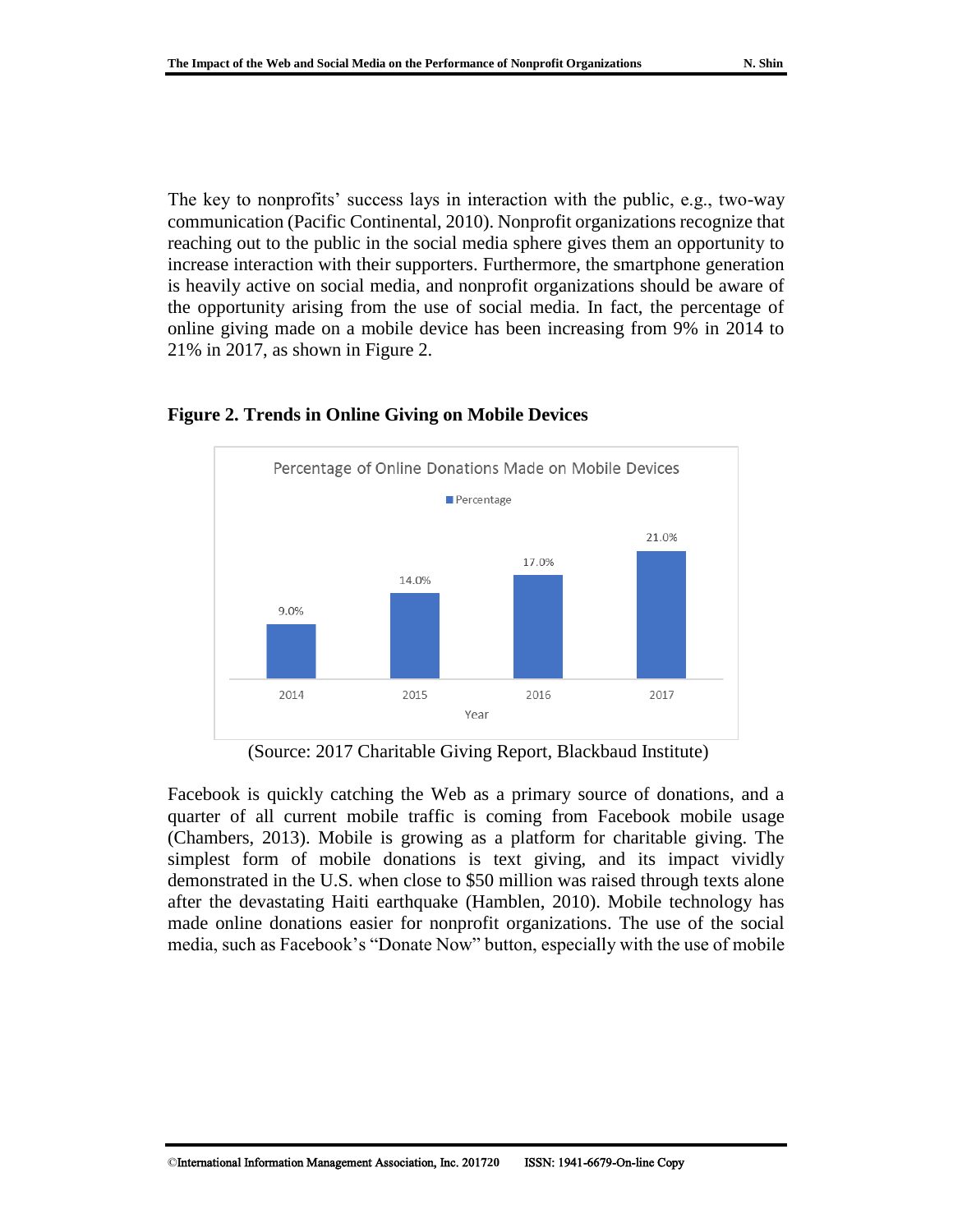The key to nonprofits' success lays in interaction with the public, e.g., two-way communication (Pacific Continental, 2010). Nonprofit organizations recognize that reaching out to the public in the social media sphere gives them an opportunity to increase interaction with their supporters. Furthermore, the smartphone generation is heavily active on social media, and nonprofit organizations should be aware of the opportunity arising from the use of social media. In fact, the percentage of online giving made on a mobile device has been increasing from 9% in 2014 to 21% in 2017, as shown in Figure 2.

**Figure 2. Trends in Online Giving on Mobile Devices**

Percentage of Online Donations Made on Mobile Devices

| Year | Percentage |
|---|---|
| 2014 | 9.0% |
| 2015 | 14.0% |
| 2016 | 17.0% |
| 2017 | 21.0% |

(Source: 2017 Charitable Giving Report, Blackbaud Institute)

Facebook is quickly catching the Web as a primary source of donations, and a quarter of all current mobile traffic is coming from Facebook mobile usage (Chambers, 2013). Mobile is growing as a platform for charitable giving. The simplest form of mobile donations is text giving, and its impact vividly demonstrated in the U.S. when close to $50 million was raised through texts alone after the devastating Haiti earthquake (Hamblen, 2010). Mobile technology has made online donations easier for nonprofit organizations. The use of the social media, such as Facebook's "Donate Now" button, especially with the use of mobile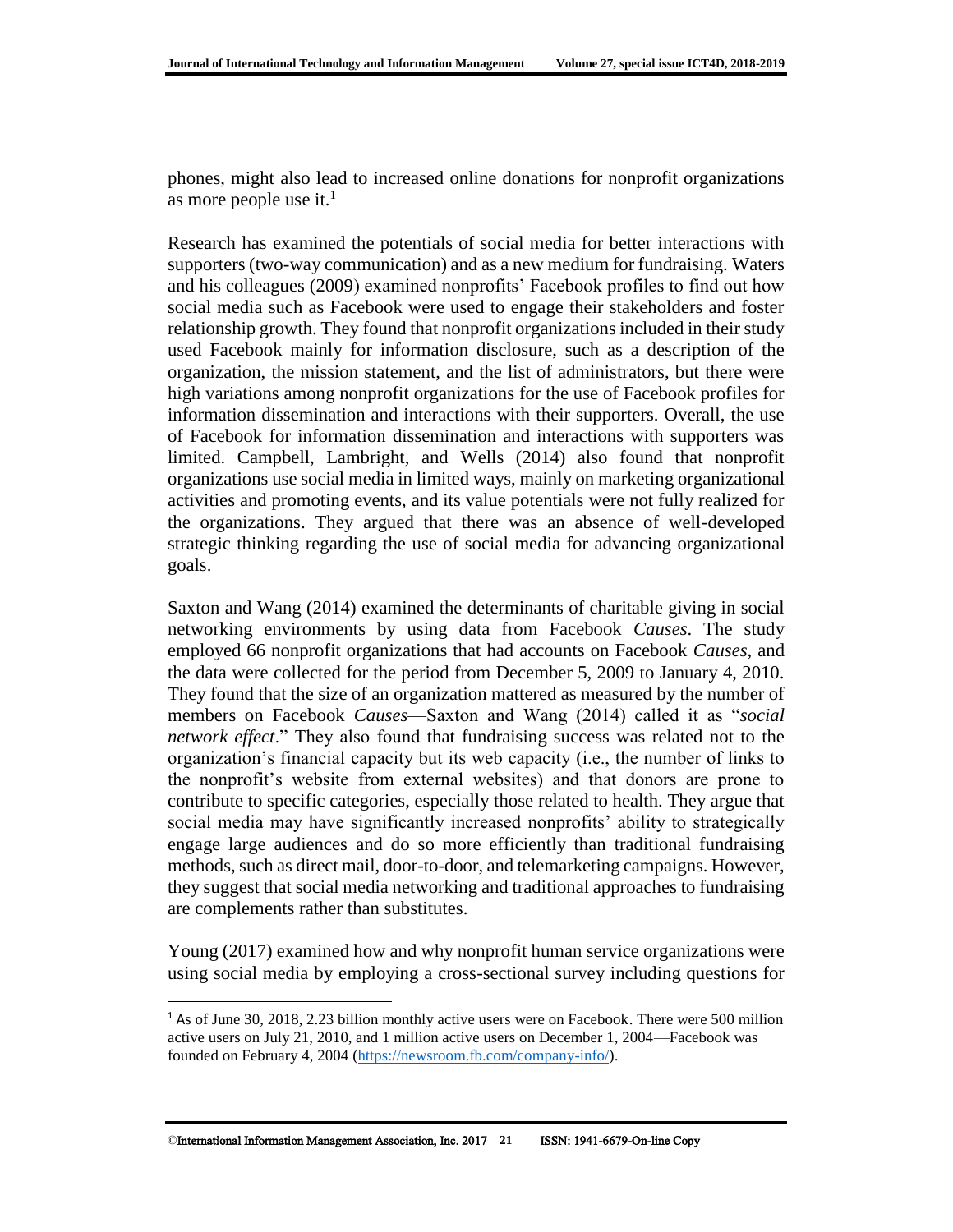phones, might also lead to increased online donations for nonprofit organizations as more people use it.[1]

Research has examined the potentials of social media for better interactions with supporters (two-way communication) and as a new medium for fundraising. Waters and his colleagues (2009) examined nonprofits' Facebook profiles to find out how social media such as Facebook were used to engage their stakeholders and foster relationship growth. They found that nonprofit organizations included in their study used Facebook mainly for information disclosure, such as a description of the organization, the mission statement, and the list of administrators, but there were high variations among nonprofit organizations for the use of Facebook profiles for information dissemination and interactions with their supporters. Overall, the use of Facebook for information dissemination and interactions with supporters was limited. Campbell, Lambright, and Wells (2014) also found that nonprofit organizations use social media in limited ways, mainly on marketing organizational activities and promoting events, and its value potentials were not fully realized for the organizations. They argued that there was an absence of well-developed strategic thinking regarding the use of social media for advancing organizational goals.

Saxton and Wang (2014) examined the determinants of charitable giving in social networking environments by using data from Facebook *Causes*. The study employed 66 nonprofit organizations that had accounts on Facebook *Causes*, and the data were collected for the period from December 5, 2009 to January 4, 2010. They found that the size of an organization mattered as measured by the number of members on Facebook *Causes*—Saxton and Wang (2014) called it as "*social network effect*." They also found that fundraising success was related not to the organization's financial capacity but its web capacity (i.e., the number of links to the nonprofit's website from external websites) and that donors are prone to contribute to specific categories, especially those related to health. They argue that social media may have significantly increased nonprofits' ability to strategically engage large audiences and do so more efficiently than traditional fundraising methods, such as direct mail, door-to-door, and telemarketing campaigns. However, they suggest that social media networking and traditional approaches to fundraising are complements rather than substitutes.

Young (2017) examined how and why nonprofit human service organizations were using social media by employing a cross-sectional survey including questions for

[1] As of June 30, 2018, 2.23 billion monthly active users were on Facebook. There were 500 million active users on July 21, 2010, and 1 million active users on December 1, 2004—Facebook was founded on February 4, 2004 (https://newsroom.fb.com/company-info/).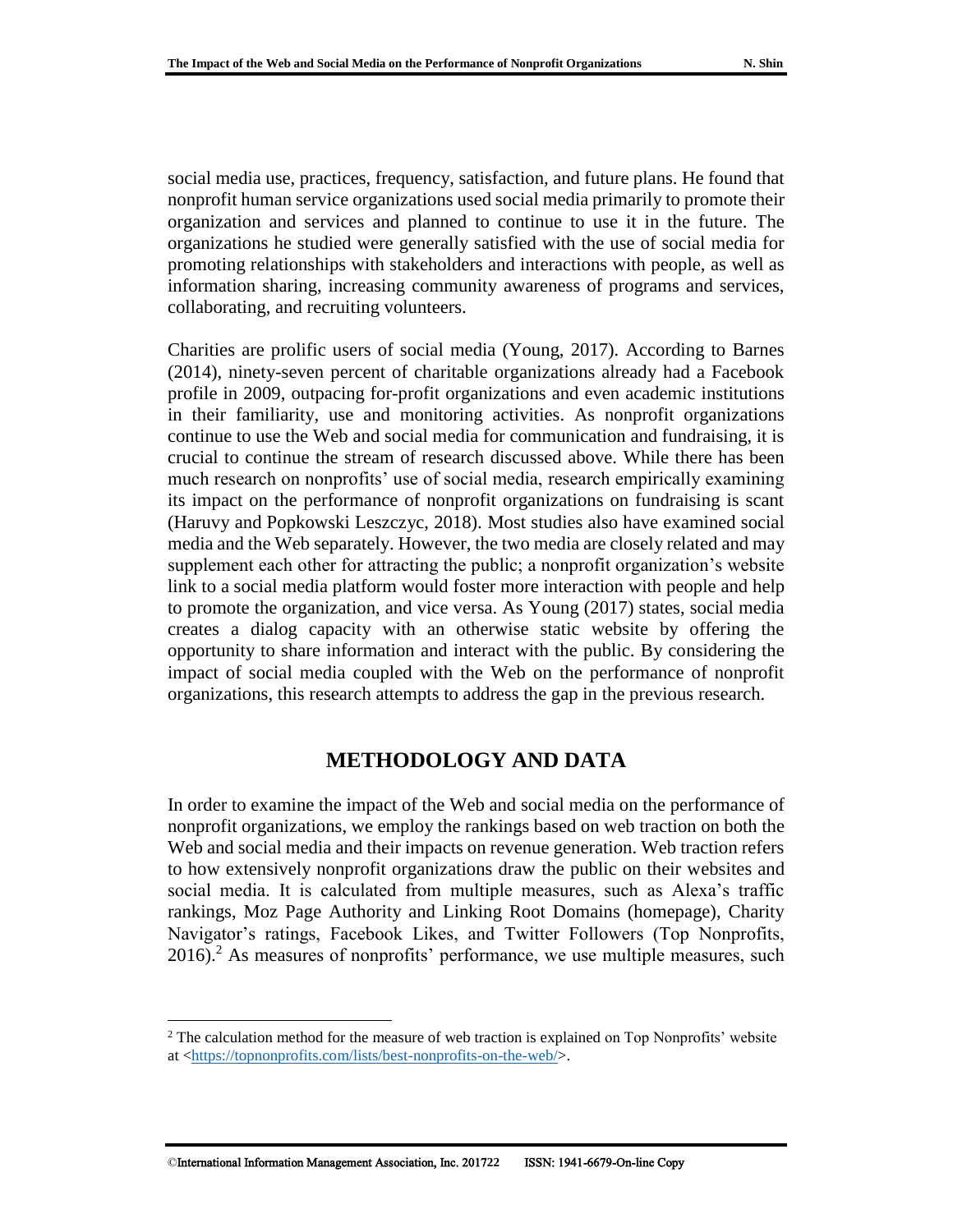social media use, practices, frequency, satisfaction, and future plans. He found that nonprofit human service organizations used social media primarily to promote their organization and services and planned to continue to use it in the future. The organizations he studied were generally satisfied with the use of social media for promoting relationships with stakeholders and interactions with people, as well as information sharing, increasing community awareness of programs and services, collaborating, and recruiting volunteers.

Charities are prolific users of social media (Young, 2017). According to Barnes (2014), ninety-seven percent of charitable organizations already had a Facebook profile in 2009, outpacing for-profit organizations and even academic institutions in their familiarity, use and monitoring activities. As nonprofit organizations continue to use the Web and social media for communication and fundraising, it is crucial to continue the stream of research discussed above. While there has been much research on nonprofits' use of social media, research empirically examining its impact on the performance of nonprofit organizations on fundraising is scant (Haruvy and Popkowski Leszczyc, 2018). Most studies also have examined social media and the Web separately. However, the two media are closely related and may supplement each other for attracting the public; a nonprofit organization's website link to a social media platform would foster more interaction with people and help to promote the organization, and vice versa. As Young (2017) states, social media creates a dialog capacity with an otherwise static website by offering the opportunity to share information and interact with the public. By considering the impact of social media coupled with the Web on the performance of nonprofit organizations, this research attempts to address the gap in the previous research.

## METHODOLOGY AND DATA

In order to examine the impact of the Web and social media on the performance of nonprofit organizations, we employ the rankings based on web traction on both the Web and social media and their impacts on revenue generation. Web traction refers to how extensively nonprofit organizations draw the public on their websites and social media. It is calculated from multiple measures, such as Alexa's traffic rankings, Moz Page Authority and Linking Root Domains (homepage), Charity Navigator's ratings, Facebook Likes, and Twitter Followers (Top Nonprofits, 2016).[2] As measures of nonprofits' performance, we use multiple measures, such

[2] The calculation method for the measure of web traction is explained on Top Nonprofits' website at <https://topnonprofits.com/lists/best-nonprofits-on-the-web/>.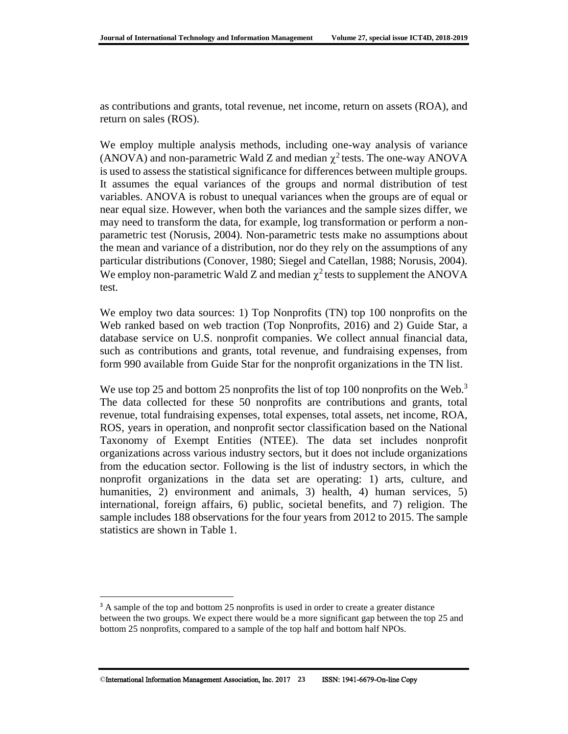as contributions and grants, total revenue, net income, return on assets (ROA), and return on sales (ROS).

We employ multiple analysis methods, including one-way analysis of variance (ANOVA) and non-parametric Wald Z and median $\chi^2$ tests. The one-way ANOVA is used to assess the statistical significance for differences between multiple groups. It assumes the equal variances of the groups and normal distribution of test variables. ANOVA is robust to unequal variances when the groups are of equal or near equal size. However, when both the variances and the sample sizes differ, we may need to transform the data, for example, log transformation or perform a non-parametric test (Norusis, 2004). Non-parametric tests make no assumptions about the mean and variance of a distribution, nor do they rely on the assumptions of any particular distributions (Conover, 1980; Siegel and Catellan, 1988; Norusis, 2004). We employ non-parametric Wald Z and median $\chi^2$ tests to supplement the ANOVA test.

We employ two data sources: 1) Top Nonprofits (TN) top 100 nonprofits on the Web ranked based on web traction (Top Nonprofits, 2016) and 2) Guide Star, a database service on U.S. nonprofit companies. We collect annual financial data, such as contributions and grants, total revenue, and fundraising expenses, from form 990 available from Guide Star for the nonprofit organizations in the TN list.

We use top 25 and bottom 25 nonprofits the list of top 100 nonprofits on the Web.[3] The data collected for these 50 nonprofits are contributions and grants, total revenue, total fundraising expenses, total expenses, total assets, net income, ROA, ROS, years in operation, and nonprofit sector classification based on the National Taxonomy of Exempt Entities (NTEE). The data set includes nonprofit organizations across various industry sectors, but it does not include organizations from the education sector. Following is the list of industry sectors, in which the nonprofit organizations in the data set are operating: 1) arts, culture, and humanities, 2) environment and animals, 3) health, 4) human services, 5) international, foreign affairs, 6) public, societal benefits, and 7) religion. The sample includes 188 observations for the four years from 2012 to 2015. The sample statistics are shown in Table 1.

[3] A sample of the top and bottom 25 nonprofits is used in order to create a greater distance between the two groups. We expect there would be a more significant gap between the top 25 and bottom 25 nonprofits, compared to a sample of the top half and bottom half NPOs.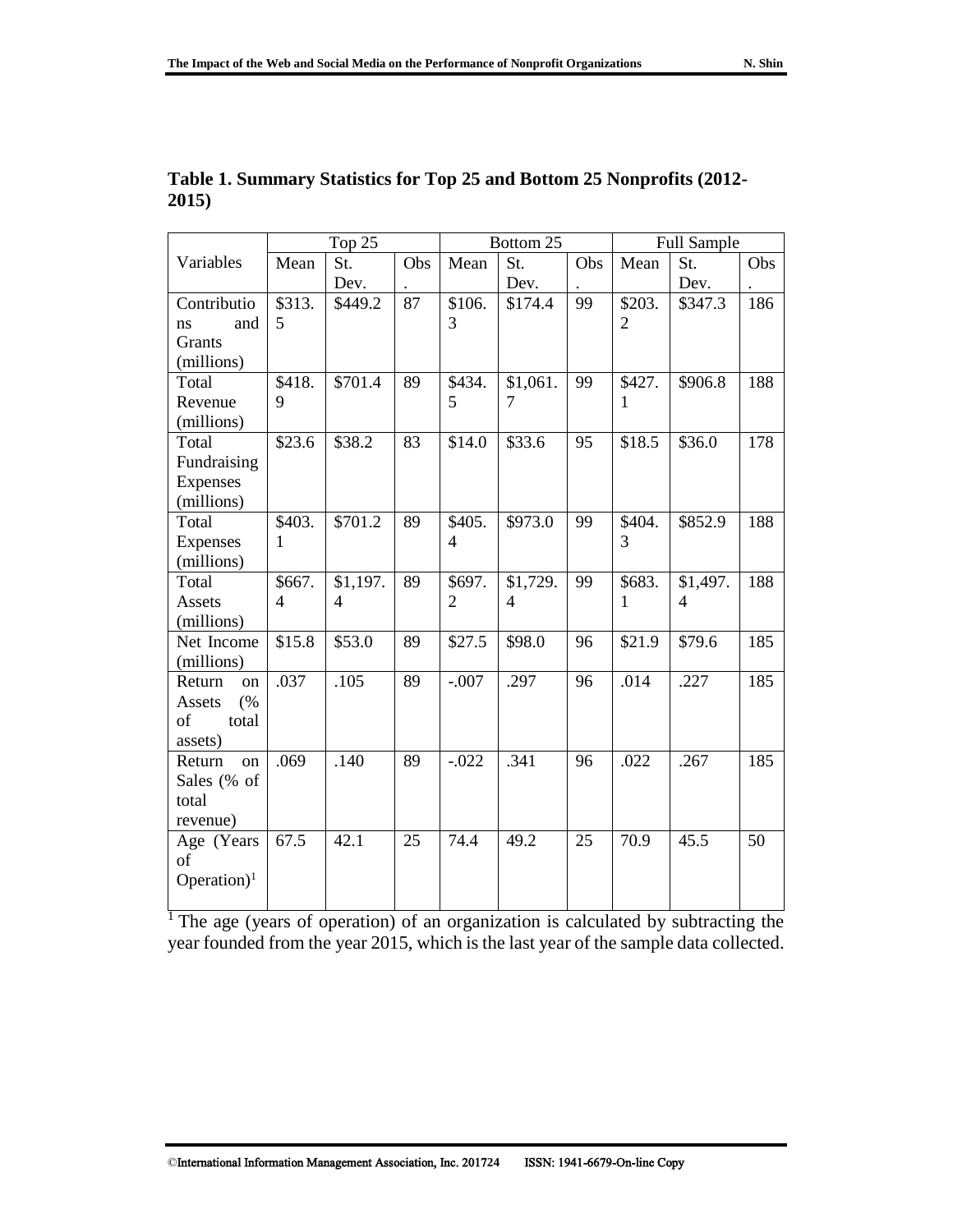**Table 1. Summary Statistics for Top 25 and Bottom 25 Nonprofits (2012-2015)**

| Variables | Top 25 | | | Bottom 25 | | | Full Sample | | |
|---|---|---|---|---|---|---|---|---|---|
| | Mean | St. Dev. | Obs. | Mean | St. Dev. | Obs. | Mean | St. Dev. | Obs. |
| Contributions and Grants (millions) | \$313.5 | \$449.2 | 87 | \$106.3 | \$174.4 | 99 | \$203.2 | \$347.3 | 186 |
| Total Revenue (millions) | \$418.9 | \$701.4 | 89 | \$434.5 | \$1,061.7 | 99 | \$427.1 | \$906.8 | 188 |
| Total Fundraising Expenses (millions) | \$23.6 | \$38.2 | 83 | \$14.0 | \$33.6 | 95 | \$18.5 | \$36.0 | 178 |
| Total Expenses (millions) | \$403.1 | \$701.2 | 89 | \$405.4 | \$973.0 | 99 | \$404.3 | \$852.9 | 188 |
| Total Assets (millions) | \$667.4 | \$1,197.4 | 89 | \$697.2 | \$1,729.4 | 99 | \$683.1 | \$1,497.4 | 188 |
| Net Income (millions) | \$15.8 | \$53.0 | 89 | \$27.5 | \$98.0 | 96 | \$21.9 | \$79.6 | 185 |
| Return on Assets (% of total assets) | .037 | .105 | 89 | -.007 | .297 | 96 | .014 | .227 | 185 |
| Return on Sales (% of total revenue) | .069 | .140 | 89 | -.022 | .341 | 96 | .022 | .267 | 185 |
| Age (Years of Operation)[1] | 67.5 | 42.1 | 25 | 74.4 | 49.2 | 25 | 70.9 | 45.5 | 50 |

[1] The age (years of operation) of an organization is calculated by subtracting the year founded from the year 2015, which is the last year of the sample data collected.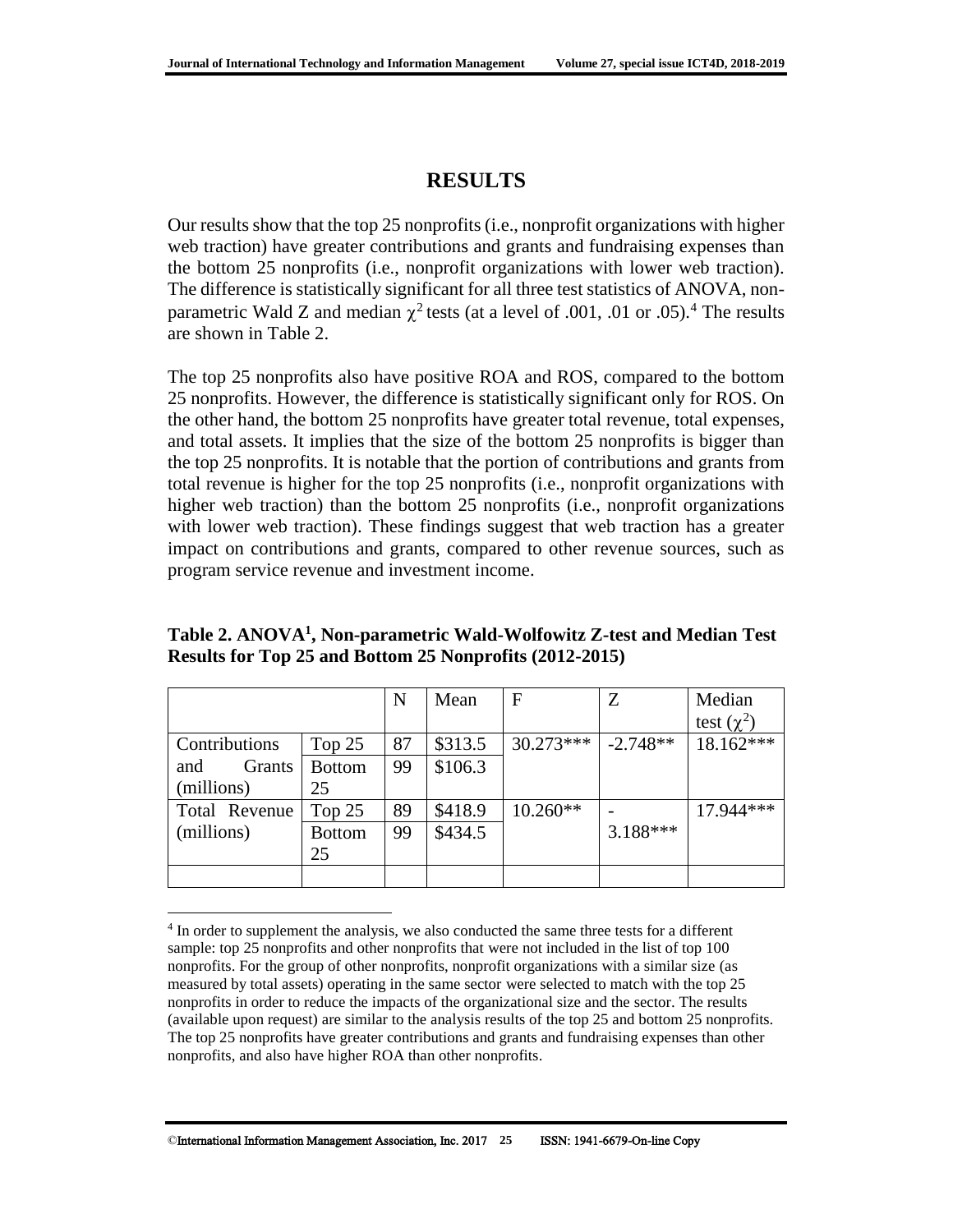## RESULTS

Our results show that the top 25 nonprofits (i.e., nonprofit organizations with higher web traction) have greater contributions and grants and fundraising expenses than the bottom 25 nonprofits (i.e., nonprofit organizations with lower web traction). The difference is statistically significant for all three test statistics of ANOVA, non-parametric Wald Z and median $\chi^2$ tests (at a level of .001, .01 or .05).[4] The results are shown in Table 2.

The top 25 nonprofits also have positive ROA and ROS, compared to the bottom 25 nonprofits. However, the difference is statistically significant only for ROS. On the other hand, the bottom 25 nonprofits have greater total revenue, total expenses, and total assets. It implies that the size of the bottom 25 nonprofits is bigger than the top 25 nonprofits. It is notable that the portion of contributions and grants from total revenue is higher for the top 25 nonprofits (i.e., nonprofit organizations with higher web traction) than the bottom 25 nonprofits (i.e., nonprofit organizations with lower web traction). These findings suggest that web traction has a greater impact on contributions and grants, compared to other revenue sources, such as program service revenue and investment income.

**Table 2. ANOVA[1], Non-parametric Wald-Wolfowitz Z-test and Median Test Results for Top 25 and Bottom 25 Nonprofits (2012-2015)**

| | | N | Mean | F | Z | Median test ($\chi^2$) |
|---|---|---|---|---|---|---|
| Contributions and Grants (millions) | Top 25 | 87 | \$313.5 | 30.273*** | -2.748** | 18.162*** |
| | Bottom 25 | 99 | \$106.3 | | | |
| Total Revenue (millions) | Top 25 | 89 | \$418.9 | 10.260** | -3.188*** | 17.944*** |
| | Bottom 25 | 99 | \$434.5 | | | |
| | | | | | | |

[4] In order to supplement the analysis, we also conducted the same three tests for a different sample: top 25 nonprofits and other nonprofits that were not included in the list of top 100 nonprofits. For the group of other nonprofits, nonprofit organizations with a similar size (as measured by total assets) operating in the same sector were selected to match with the top 25 nonprofits in order to reduce the impacts of the organizational size and the sector. The results (available upon request) are similar to the analysis results of the top 25 and bottom 25 nonprofits. The top 25 nonprofits have greater contributions and grants and fundraising expenses than other nonprofits, and also have higher ROA than other nonprofits.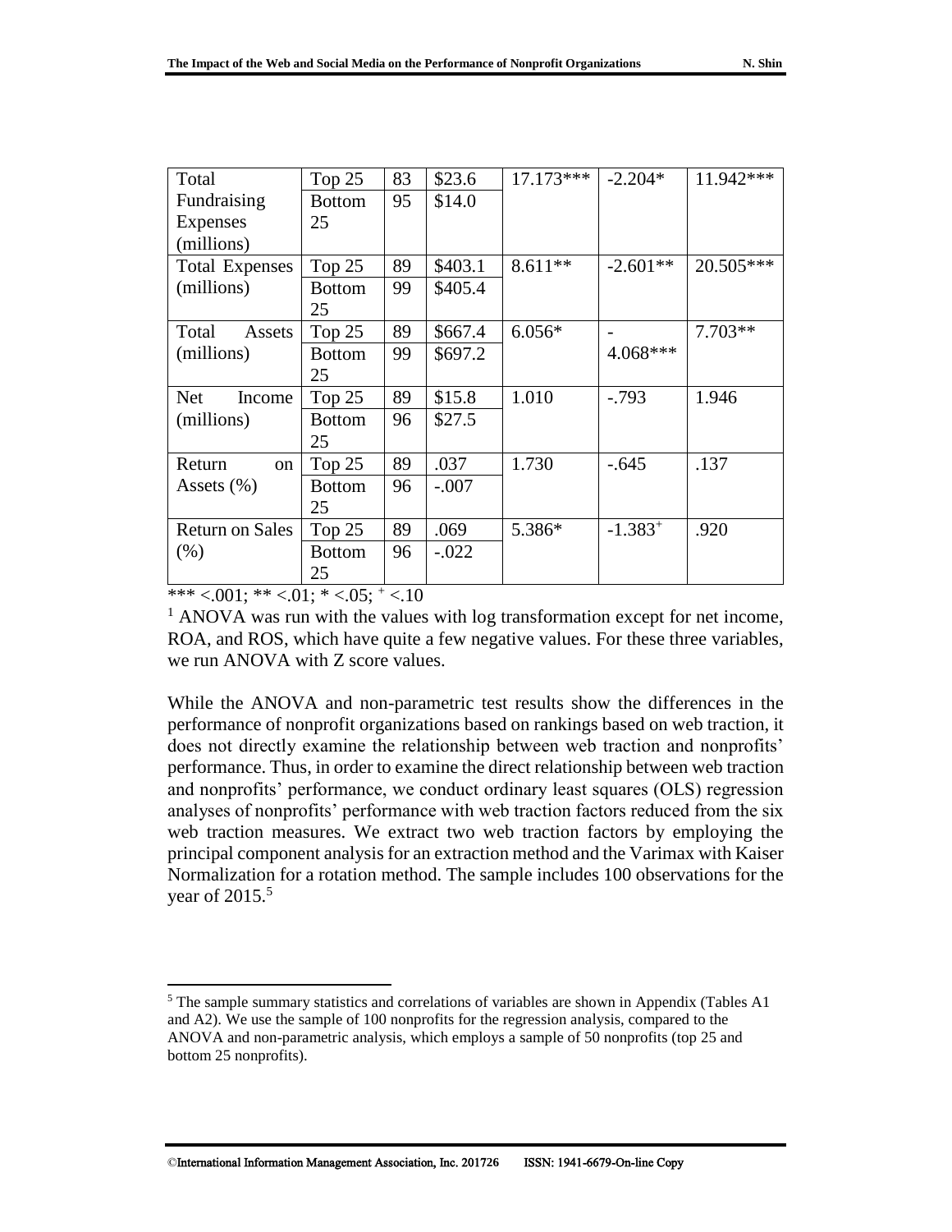| Total Fundraising Expenses (millions) | Top 25 | 83 | $23.6 | 17.173*** | -2.204* | 11.942*** |
|---|---|---|---|---|---|---|
| | Bottom 25 | 95 | $14.0 | | | |
| Total Expenses (millions) | Top 25 | 89 | $403.1 | 8.611** | -2.601** | 20.505*** |
| | Bottom 25 | 99 | $405.4 | | | |
| Total Assets (millions) | Top 25 | 89 | $667.4 | 6.056* | -4.068*** | 7.703** |
| | Bottom 25 | 99 | $697.2 | | | |
| Net Income (millions) | Top 25 | 89 | $15.8 | 1.010 | -.793 | 1.946 |
| | Bottom 25 | 96 | $27.5 | | | |
| Return on Assets (%) | Top 25 | 89 | .037 | 1.730 | -.645 | .137 |
| | Bottom 25 | 96 | -.007 | | | |
| Return on Sales (%) | Top 25 | 89 | .069 | 5.386* | $-1.383^{+}$ | .920 |
| | Bottom 25 | 96 | -.022 | | | |

*** <.001; ** <.01; * <.05; $^{+}$ <.10

[1] ANOVA was run with the values with log transformation except for net income, ROA, and ROS, which have quite a few negative values. For these three variables, we run ANOVA with Z score values.

While the ANOVA and non-parametric test results show the differences in the performance of nonprofit organizations based on rankings based on web traction, it does not directly examine the relationship between web traction and nonprofits' performance. Thus, in order to examine the direct relationship between web traction and nonprofits' performance, we conduct ordinary least squares (OLS) regression analyses of nonprofits' performance with web traction factors reduced from the six web traction measures. We extract two web traction factors by employing the principal component analysis for an extraction method and the Varimax with Kaiser Normalization for a rotation method. The sample includes 100 observations for the year of 2015.[5]

[5] The sample summary statistics and correlations of variables are shown in Appendix (Tables A1 and A2). We use the sample of 100 nonprofits for the regression analysis, compared to the ANOVA and non-parametric analysis, which employs a sample of 50 nonprofits (top 25 and bottom 25 nonprofits).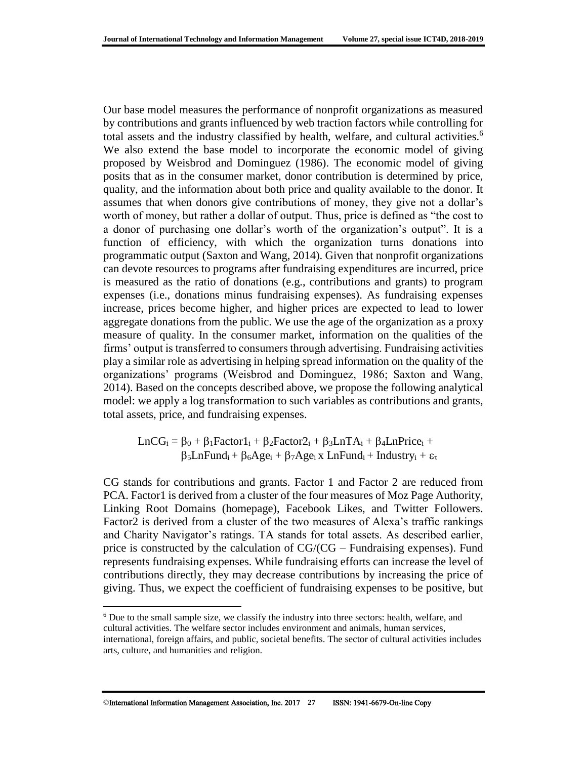Our base model measures the performance of nonprofit organizations as measured by contributions and grants influenced by web traction factors while controlling for total assets and the industry classified by health, welfare, and cultural activities.[6] We also extend the base model to incorporate the economic model of giving proposed by Weisbrod and Dominguez (1986). The economic model of giving posits that as in the consumer market, donor contribution is determined by price, quality, and the information about both price and quality available to the donor. It assumes that when donors give contributions of money, they give not a dollar's worth of money, but rather a dollar of output. Thus, price is defined as "the cost to a donor of purchasing one dollar's worth of the organization's output". It is a function of efficiency, with which the organization turns donations into programmatic output (Saxton and Wang, 2014). Given that nonprofit organizations can devote resources to programs after fundraising expenditures are incurred, price is measured as the ratio of donations (e.g., contributions and grants) to program expenses (i.e., donations minus fundraising expenses). As fundraising expenses increase, prices become higher, and higher prices are expected to lead to lower aggregate donations from the public. We use the age of the organization as a proxy measure of quality. In the consumer market, information on the qualities of the firms' output is transferred to consumers through advertising. Fundraising activities play a similar role as advertising in helping spread information on the quality of the organizations' programs (Weisbrod and Dominguez, 1986; Saxton and Wang, 2014). Based on the concepts described above, we propose the following analytical model: we apply a log transformation to such variables as contributions and grants, total assets, price, and fundraising expenses.

$$LnCG_i = \beta_0 + \beta_1 Factor1_i + \beta_2 Factor2_i + \beta_3 LnTA_i + \beta_4 LnPrice_i + \beta_5 LnFund_i + \beta_6 Age_i + \beta_7 Age_i \times LnFund_i + Industry_i + \varepsilon_\tau$$

CG stands for contributions and grants. Factor 1 and Factor 2 are reduced from PCA. Factor1 is derived from a cluster of the four measures of Moz Page Authority, Linking Root Domains (homepage), Facebook Likes, and Twitter Followers. Factor2 is derived from a cluster of the two measures of Alexa's traffic rankings and Charity Navigator's ratings. TA stands for total assets. As described earlier, price is constructed by the calculation of CG/(CG – Fundraising expenses). Fund represents fundraising expenses. While fundraising efforts can increase the level of contributions directly, they may decrease contributions by increasing the price of giving. Thus, we expect the coefficient of fundraising expenses to be positive, but

[6] Due to the small sample size, we classify the industry into three sectors: health, welfare, and cultural activities. The welfare sector includes environment and animals, human services, international, foreign affairs, and public, societal benefits. The sector of cultural activities includes arts, culture, and humanities and religion.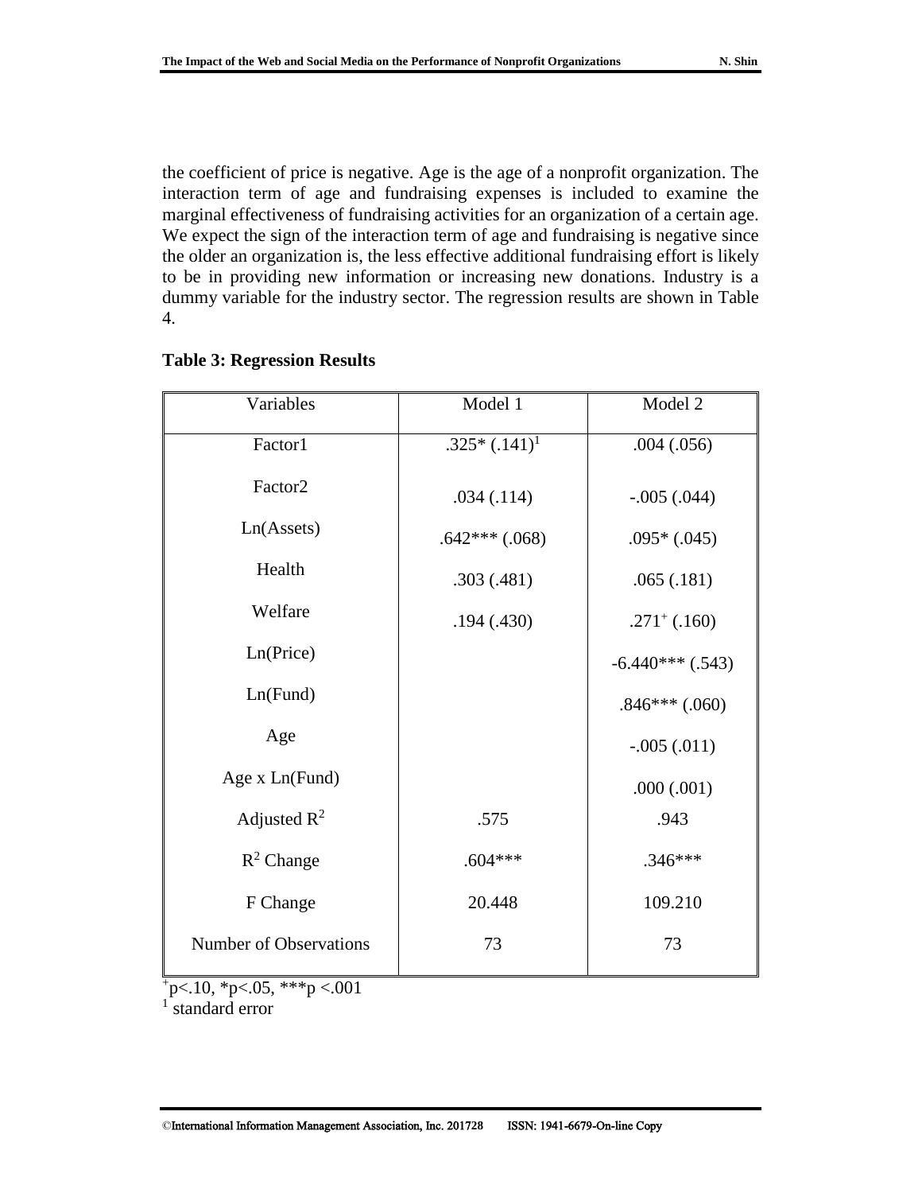the coefficient of price is negative. Age is the age of a nonprofit organization. The interaction term of age and fundraising expenses is included to examine the marginal effectiveness of fundraising activities for an organization of a certain age. We expect the sign of the interaction term of age and fundraising is negative since the older an organization is, the less effective additional fundraising effort is likely to be in providing new information or increasing new donations. Industry is a dummy variable for the industry sector. The regression results are shown in Table 4.

**Table 3: Regression Results**

| Variables | Model 1 | Model 2 |
|---|---|---|
| Factor1 | .325* (.141)[1] | .004 (.056) |
| Factor2 | .034 (.114) | -.005 (.044) |
| Ln(Assets) | .642*** (.068) | .095* (.045) |
| Health | .303 (.481) | .065 (.181) |
| Welfare | .194 (.430) | .271⁺ (.160) |
| Ln(Price) | | -6.440*** (.543) |
| Ln(Fund) | | .846*** (.060) |
| Age | | -.005 (.011) |
| Age x Ln(Fund) | | .000 (.001) |
| Adjusted $R^2$ | .575 | .943 |
| $R^2$ Change | .604*** | .346*** |
| F Change | 20.448 | 109.210 |
| Number of Observations | 73 | 73 |

⁺p<.10, *p<.05, ***p <.001

[1] standard error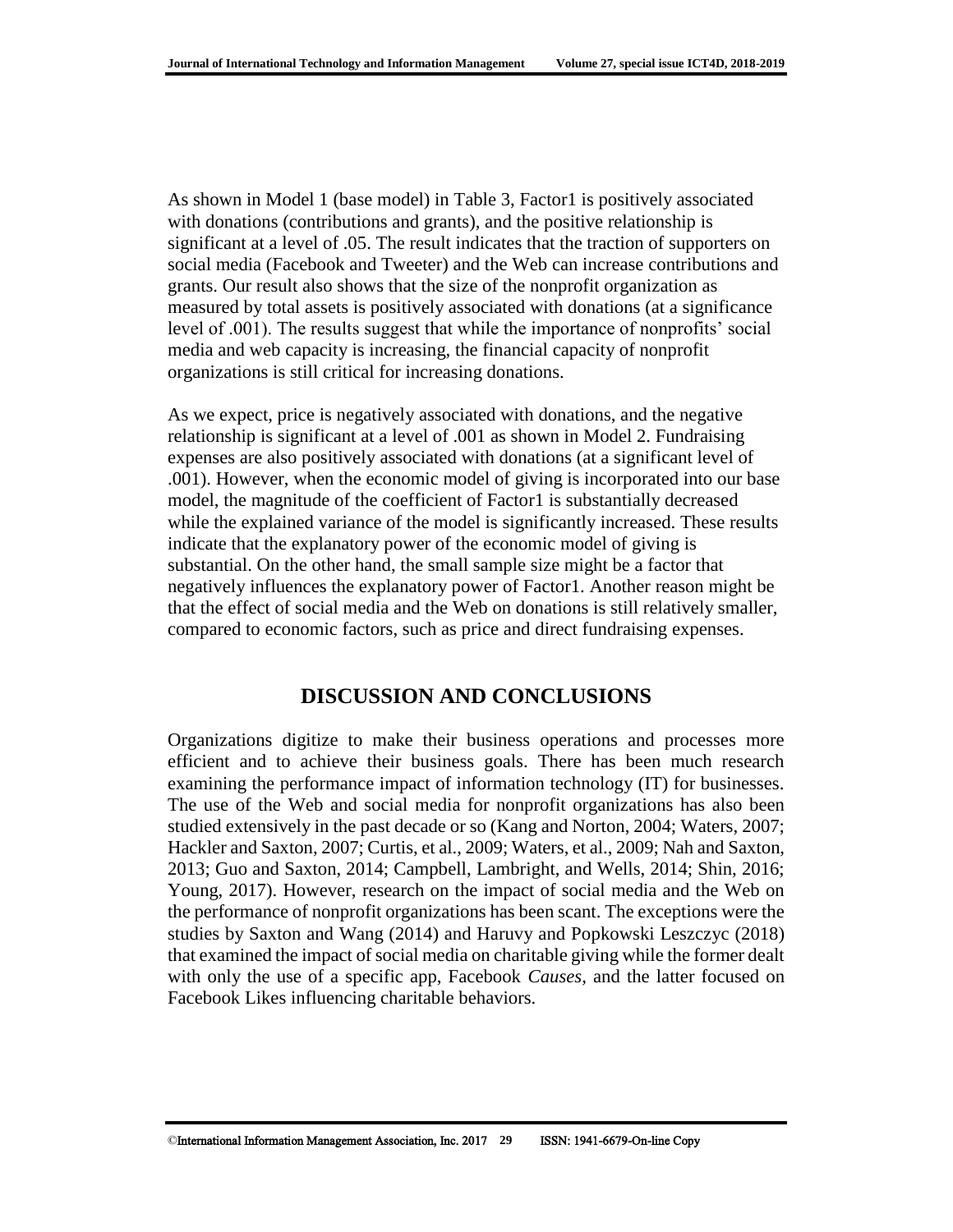As shown in Model 1 (base model) in Table 3, Factor1 is positively associated with donations (contributions and grants), and the positive relationship is significant at a level of .05. The result indicates that the traction of supporters on social media (Facebook and Tweeter) and the Web can increase contributions and grants. Our result also shows that the size of the nonprofit organization as measured by total assets is positively associated with donations (at a significance level of .001). The results suggest that while the importance of nonprofits' social media and web capacity is increasing, the financial capacity of nonprofit organizations is still critical for increasing donations.

As we expect, price is negatively associated with donations, and the negative relationship is significant at a level of .001 as shown in Model 2. Fundraising expenses are also positively associated with donations (at a significant level of .001). However, when the economic model of giving is incorporated into our base model, the magnitude of the coefficient of Factor1 is substantially decreased while the explained variance of the model is significantly increased. These results indicate that the explanatory power of the economic model of giving is substantial. On the other hand, the small sample size might be a factor that negatively influences the explanatory power of Factor1. Another reason might be that the effect of social media and the Web on donations is still relatively smaller, compared to economic factors, such as price and direct fundraising expenses.

## DISCUSSION AND CONCLUSIONS

Organizations digitize to make their business operations and processes more efficient and to achieve their business goals. There has been much research examining the performance impact of information technology (IT) for businesses. The use of the Web and social media for nonprofit organizations has also been studied extensively in the past decade or so (Kang and Norton, 2004; Waters, 2007; Hackler and Saxton, 2007; Curtis, et al., 2009; Waters, et al., 2009; Nah and Saxton, 2013; Guo and Saxton, 2014; Campbell, Lambright, and Wells, 2014; Shin, 2016; Young, 2017). However, research on the impact of social media and the Web on the performance of nonprofit organizations has been scant. The exceptions were the studies by Saxton and Wang (2014) and Haruvy and Popkowski Leszczyc (2018) that examined the impact of social media on charitable giving while the former dealt with only the use of a specific app, Facebook *Causes*, and the latter focused on Facebook Likes influencing charitable behaviors.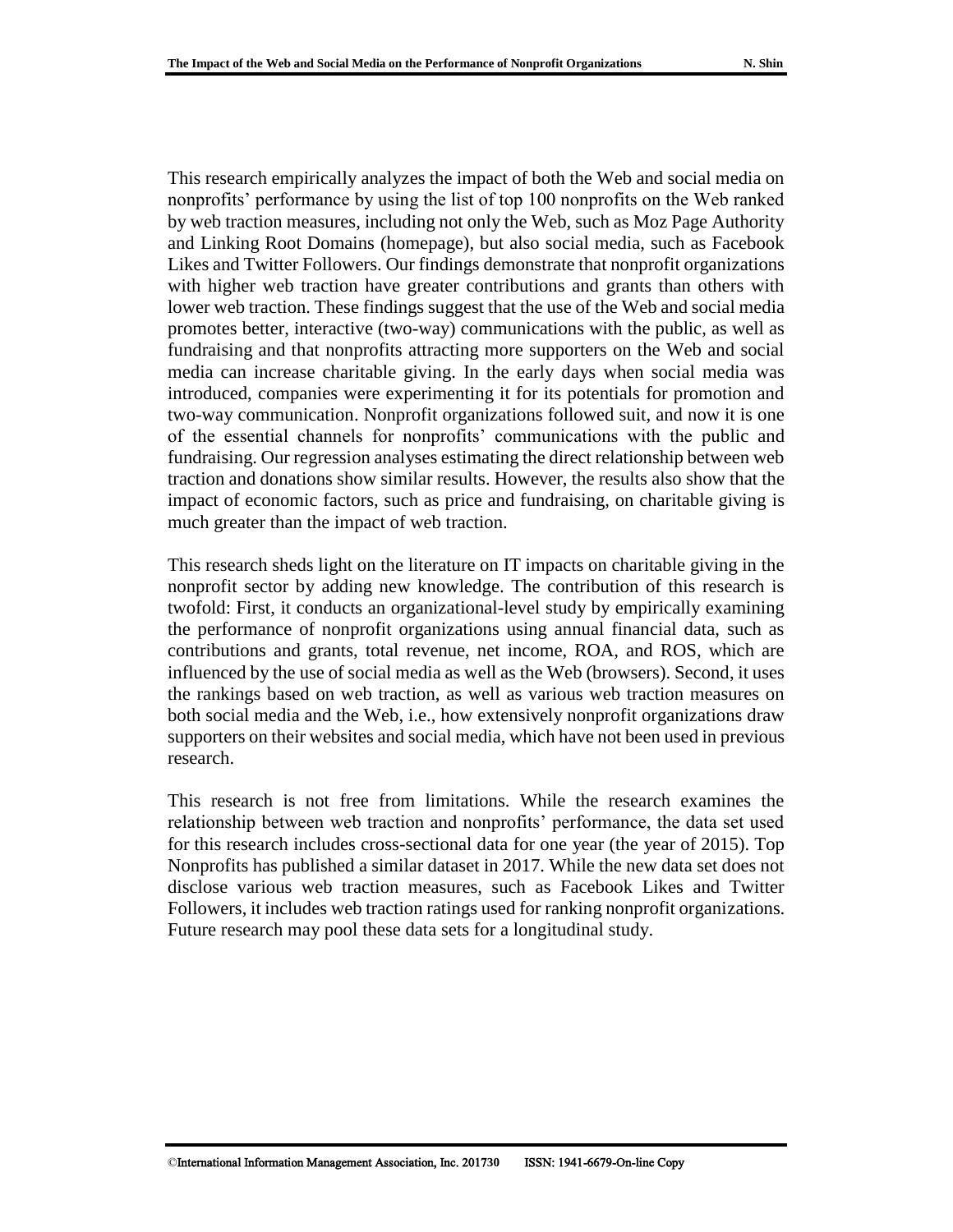This research empirically analyzes the impact of both the Web and social media on nonprofits' performance by using the list of top 100 nonprofits on the Web ranked by web traction measures, including not only the Web, such as Moz Page Authority and Linking Root Domains (homepage), but also social media, such as Facebook Likes and Twitter Followers. Our findings demonstrate that nonprofit organizations with higher web traction have greater contributions and grants than others with lower web traction. These findings suggest that the use of the Web and social media promotes better, interactive (two-way) communications with the public, as well as fundraising and that nonprofits attracting more supporters on the Web and social media can increase charitable giving. In the early days when social media was introduced, companies were experimenting it for its potentials for promotion and two-way communication. Nonprofit organizations followed suit, and now it is one of the essential channels for nonprofits' communications with the public and fundraising. Our regression analyses estimating the direct relationship between web traction and donations show similar results. However, the results also show that the impact of economic factors, such as price and fundraising, on charitable giving is much greater than the impact of web traction.

This research sheds light on the literature on IT impacts on charitable giving in the nonprofit sector by adding new knowledge. The contribution of this research is twofold: First, it conducts an organizational-level study by empirically examining the performance of nonprofit organizations using annual financial data, such as contributions and grants, total revenue, net income, ROA, and ROS, which are influenced by the use of social media as well as the Web (browsers). Second, it uses the rankings based on web traction, as well as various web traction measures on both social media and the Web, i.e., how extensively nonprofit organizations draw supporters on their websites and social media, which have not been used in previous research.

This research is not free from limitations. While the research examines the relationship between web traction and nonprofits' performance, the data set used for this research includes cross-sectional data for one year (the year of 2015). Top Nonprofits has published a similar dataset in 2017. While the new data set does not disclose various web traction measures, such as Facebook Likes and Twitter Followers, it includes web traction ratings used for ranking nonprofit organizations. Future research may pool these data sets for a longitudinal study.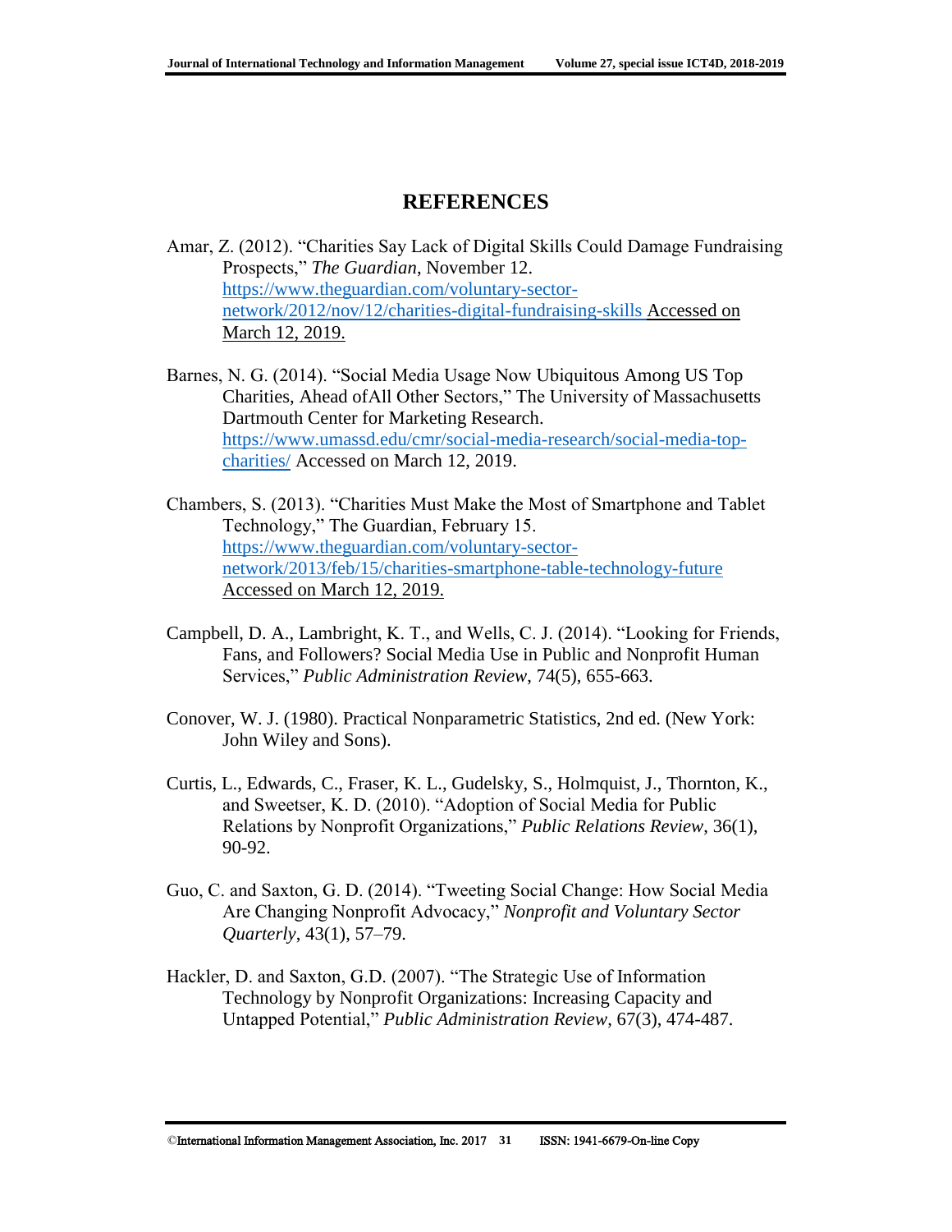# REFERENCES

Amar, Z. (2012). "Charities Say Lack of Digital Skills Could Damage Fundraising Prospects," *The Guardian*, November 12. https://www.theguardian.com/voluntary-sector-network/2012/nov/12/charities-digital-fundraising-skills Accessed on March 12, 2019.

Barnes, N. G. (2014). "Social Media Usage Now Ubiquitous Among US Top Charities, Ahead ofAll Other Sectors," The University of Massachusetts Dartmouth Center for Marketing Research. https://www.umassd.edu/cmr/social-media-research/social-media-top-charities/ Accessed on March 12, 2019.

Chambers, S. (2013). "Charities Must Make the Most of Smartphone and Tablet Technology," The Guardian, February 15. https://www.theguardian.com/voluntary-sector-network/2013/feb/15/charities-smartphone-table-technology-future Accessed on March 12, 2019.

Campbell, D. A., Lambright, K. T., and Wells, C. J. (2014). "Looking for Friends, Fans, and Followers? Social Media Use in Public and Nonprofit Human Services," *Public Administration Review*, 74(5), 655-663.

Conover, W. J. (1980). Practical Nonparametric Statistics, 2nd ed. (New York: John Wiley and Sons).

Curtis, L., Edwards, C., Fraser, K. L., Gudelsky, S., Holmquist, J., Thornton, K., and Sweetser, K. D. (2010). "Adoption of Social Media for Public Relations by Nonprofit Organizations," *Public Relations Review*, 36(1), 90-92.

Guo, C. and Saxton, G. D. (2014). "Tweeting Social Change: How Social Media Are Changing Nonprofit Advocacy," *Nonprofit and Voluntary Sector Quarterly*, 43(1), 57–79.

Hackler, D. and Saxton, G.D. (2007). "The Strategic Use of Information Technology by Nonprofit Organizations: Increasing Capacity and Untapped Potential," *Public Administration Review*, 67(3), 474-487.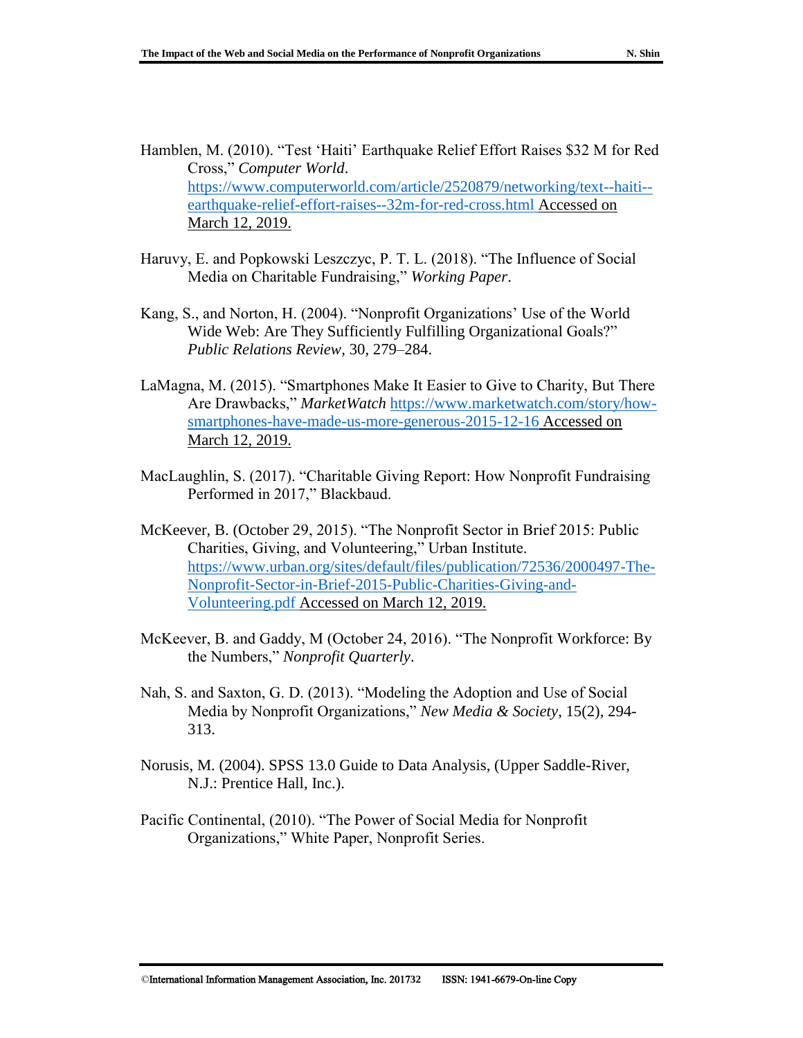Hamblen, M. (2010). "Test 'Haiti' Earthquake Relief Effort Raises $32 M for Red Cross," *Computer World*. https://www.computerworld.com/article/2520879/networking/text--haiti--earthquake-relief-effort-raises--32m-for-red-cross.html Accessed on March 12, 2019.

Haruvy, E. and Popkowski Leszczyc, P. T. L. (2018). "The Influence of Social Media on Charitable Fundraising," *Working Paper*.

Kang, S., and Norton, H. (2004). "Nonprofit Organizations' Use of the World Wide Web: Are They Sufficiently Fulfilling Organizational Goals?" *Public Relations Review*, 30, 279–284.

LaMagna, M. (2015). "Smartphones Make It Easier to Give to Charity, But There Are Drawbacks," *MarketWatch* https://www.marketwatch.com/story/how-smartphones-have-made-us-more-generous-2015-12-16 Accessed on March 12, 2019.

MacLaughlin, S. (2017). "Charitable Giving Report: How Nonprofit Fundraising Performed in 2017," Blackbaud.

McKeever, B. (October 29, 2015). "The Nonprofit Sector in Brief 2015: Public Charities, Giving, and Volunteering," Urban Institute. https://www.urban.org/sites/default/files/publication/72536/2000497-The-Nonprofit-Sector-in-Brief-2015-Public-Charities-Giving-and-Volunteering.pdf Accessed on March 12, 2019.

McKeever, B. and Gaddy, M (October 24, 2016). "The Nonprofit Workforce: By the Numbers," *Nonprofit Quarterly*.

Nah, S. and Saxton, G. D. (2013). "Modeling the Adoption and Use of Social Media by Nonprofit Organizations," *New Media & Society*, 15(2), 294-313.

Norusis, M. (2004). SPSS 13.0 Guide to Data Analysis, (Upper Saddle-River, N.J.: Prentice Hall, Inc.).

Pacific Continental, (2010). "The Power of Social Media for Nonprofit Organizations," White Paper, Nonprofit Series.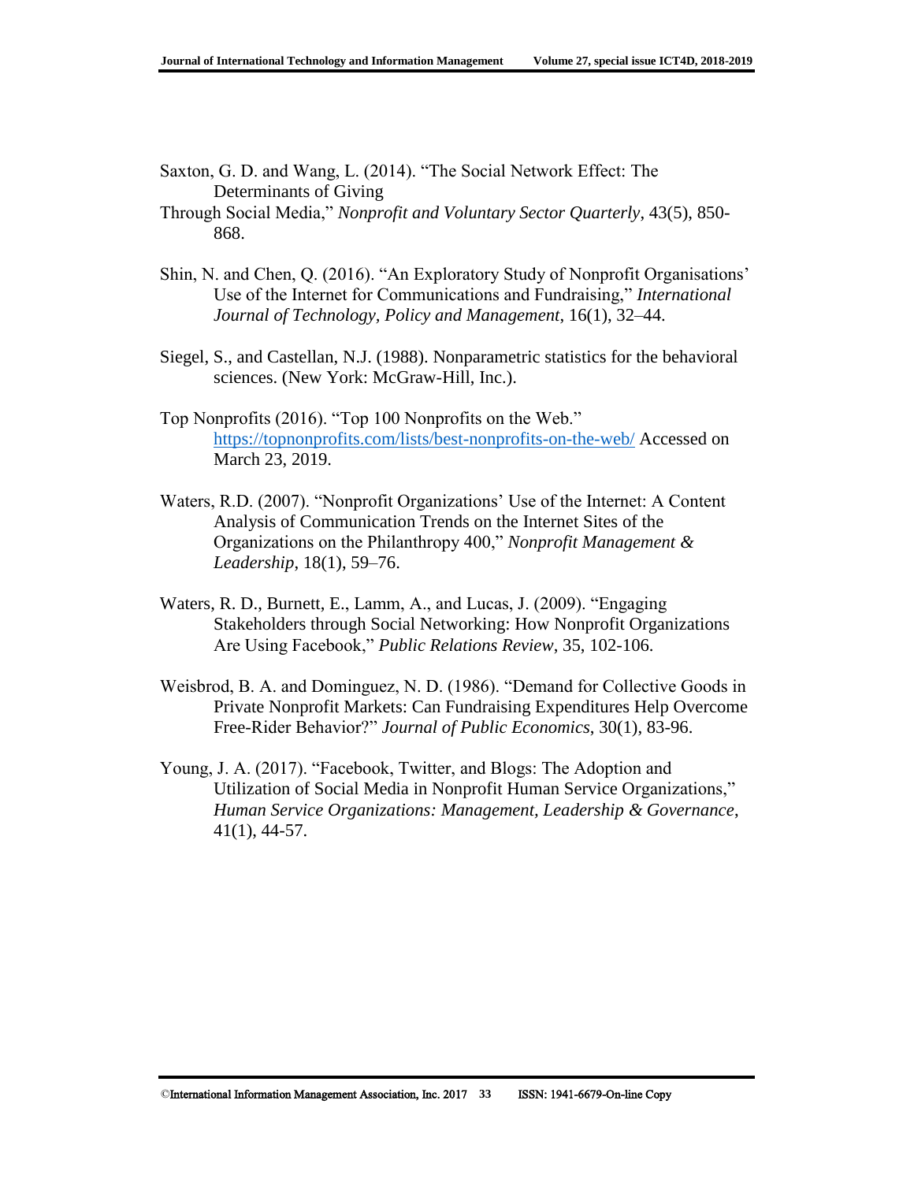Saxton, G. D. and Wang, L. (2014). "The Social Network Effect: The Determinants of Giving Through Social Media," *Nonprofit and Voluntary Sector Quarterly*, 43(5), 850-868.

Shin, N. and Chen, Q. (2016). "An Exploratory Study of Nonprofit Organisations' Use of the Internet for Communications and Fundraising," *International Journal of Technology, Policy and Management*, 16(1), 32–44.

Siegel, S., and Castellan, N.J. (1988). Nonparametric statistics for the behavioral sciences. (New York: McGraw-Hill, Inc.).

Top Nonprofits (2016). "Top 100 Nonprofits on the Web." https://topnonprofits.com/lists/best-nonprofits-on-the-web/ Accessed on March 23, 2019.

Waters, R.D. (2007). "Nonprofit Organizations' Use of the Internet: A Content Analysis of Communication Trends on the Internet Sites of the Organizations on the Philanthropy 400," *Nonprofit Management & Leadership*, 18(1), 59–76.

Waters, R. D., Burnett, E., Lamm, A., and Lucas, J. (2009). "Engaging Stakeholders through Social Networking: How Nonprofit Organizations Are Using Facebook," *Public Relations Review*, 35, 102-106.

Weisbrod, B. A. and Dominguez, N. D. (1986). "Demand for Collective Goods in Private Nonprofit Markets: Can Fundraising Expenditures Help Overcome Free-Rider Behavior?" *Journal of Public Economics*, 30(1), 83-96.

Young, J. A. (2017). "Facebook, Twitter, and Blogs: The Adoption and Utilization of Social Media in Nonprofit Human Service Organizations," *Human Service Organizations: Management, Leadership & Governance*, 41(1), 44-57.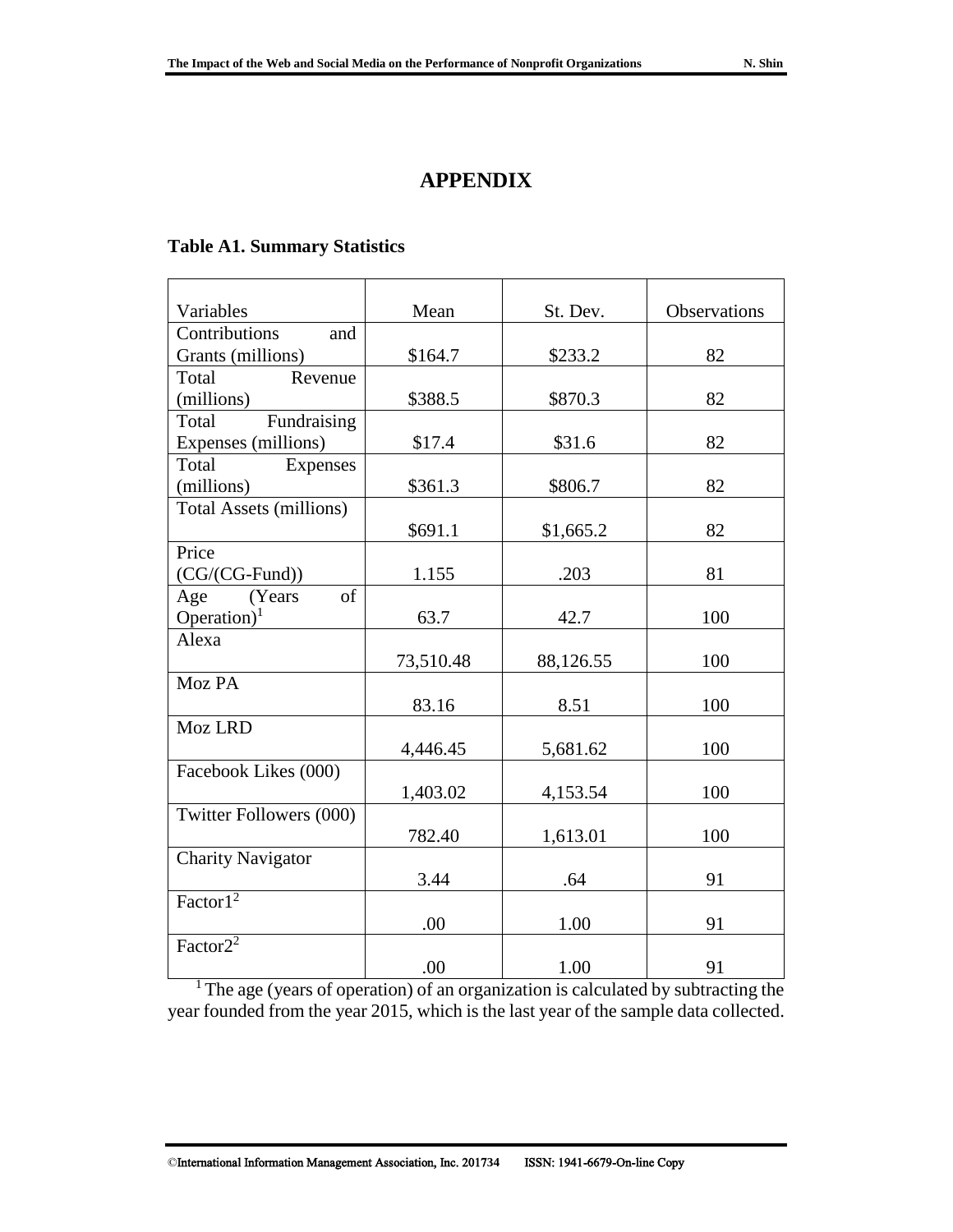# APPENDIX

### Table A1. Summary Statistics

| Variables | Mean | St. Dev. | Observations |
|---|---|---|---|
| Contributions and Grants (millions) | \$164.7 | \$233.2 | 82 |
| Total Revenue (millions) | \$388.5 | \$870.3 | 82 |
| Total Fundraising Expenses (millions) | \$17.4 | \$31.6 | 82 |
| Total Expenses (millions) | \$361.3 | \$806.7 | 82 |
| Total Assets (millions) | \$691.1 | \$1,665.2 | 82 |
| Price (CG/(CG-Fund)) | 1.155 | .203 | 81 |
| Age (Years of Operation)[1] | 63.7 | 42.7 | 100 |
| Alexa | 73,510.48 | 88,126.55 | 100 |
| Moz PA | 83.16 | 8.51 | 100 |
| Moz LRD | 4,446.45 | 5,681.62 | 100 |
| Facebook Likes (000) | 1,403.02 | 4,153.54 | 100 |
| Twitter Followers (000) | 782.40 | 1,613.01 | 100 |
| Charity Navigator | 3.44 | .64 | 91 |
| Factor1[2] | .00 | 1.00 | 91 |
| Factor2[2] | .00 | 1.00 | 91 |

[1] The age (years of operation) of an organization is calculated by subtracting the year founded from the year 2015, which is the last year of the sample data collected.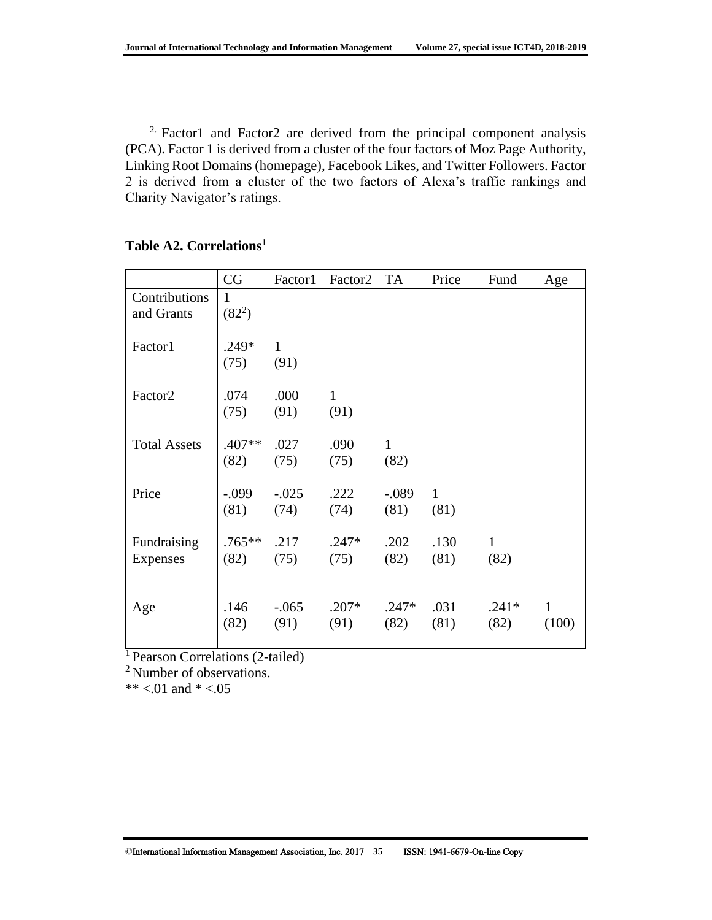[2.] Factor1 and Factor2 are derived from the principal component analysis (PCA). Factor 1 is derived from a cluster of the four factors of Moz Page Authority, Linking Root Domains (homepage), Facebook Likes, and Twitter Followers. Factor 2 is derived from a cluster of the two factors of Alexa's traffic rankings and Charity Navigator's ratings.

### Table A2. Correlations[1]

| | CG | Factor1 | Factor2 | TA | Price | Fund | Age |
|---|---|---|---|---|---|---|---|
| Contributions and Grants | 1 (82[2]) | | | | | | |
| Factor1 | .249* (75) | 1 (91) | | | | | |
| Factor2 | .074 (75) | .000 (91) | 1 (91) | | | | |
| Total Assets | .407** (82) | .027 (75) | .090 (75) | 1 (82) | | | |
| Price | -.099 (81) | -.025 (74) | .222 (74) | -.089 (81) | 1 (81) | | |
| Fundraising Expenses | .765** (82) | .217 (75) | .247* (75) | .202 (82) | .130 (81) | 1 (82) | |
| Age | .146 (82) | -.065 (91) | .207* (91) | .247* (82) | .031 (81) | .241* (82) | 1 (100) |

[1] Pearson Correlations (2-tailed)

[2] Number of observations.

** <.01 and * <.05